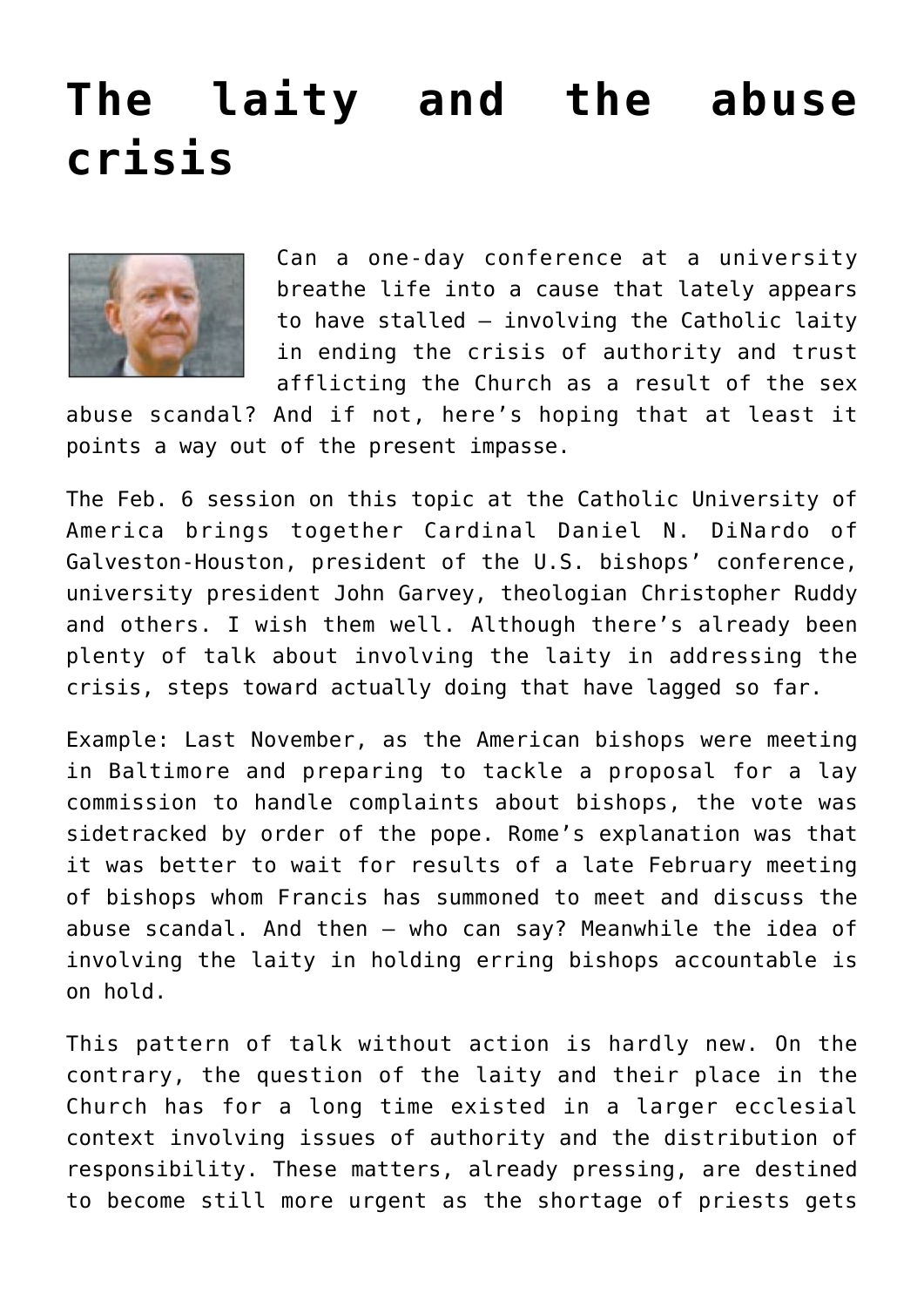# The laity and the abuse crisis

Can a one-day conference at a university breathe life into a cause that lately appears to have stalled — involving the Catholic laity in ending the crisis of authority and trust afflicting the Church as a result of the sex abuse scandal? And if not, here's hoping that at least it points a way out of the present impasse.

The Feb. 6 session on this topic at the Catholic University of America brings together Cardinal Daniel N. DiNardo of Galveston-Houston, president of the U.S. bishops' conference, university president John Garvey, theologian Christopher Ruddy and others. I wish them well. Although there's already been plenty of talk about involving the laity in addressing the crisis, steps toward actually doing that have lagged so far.

Example: Last November, as the American bishops were meeting in Baltimore and preparing to tackle a proposal for a lay commission to handle complaints about bishops, the vote was sidetracked by order of the pope. Rome's explanation was that it was better to wait for results of a late February meeting of bishops whom Francis has summoned to meet and discuss the abuse scandal. And then — who can say? Meanwhile the idea of involving the laity in holding erring bishops accountable is on hold.

This pattern of talk without action is hardly new. On the contrary, the question of the laity and their place in the Church has for a long time existed in a larger ecclesial context involving issues of authority and the distribution of responsibility. These matters, already pressing, are destined to become still more urgent as the shortage of priests gets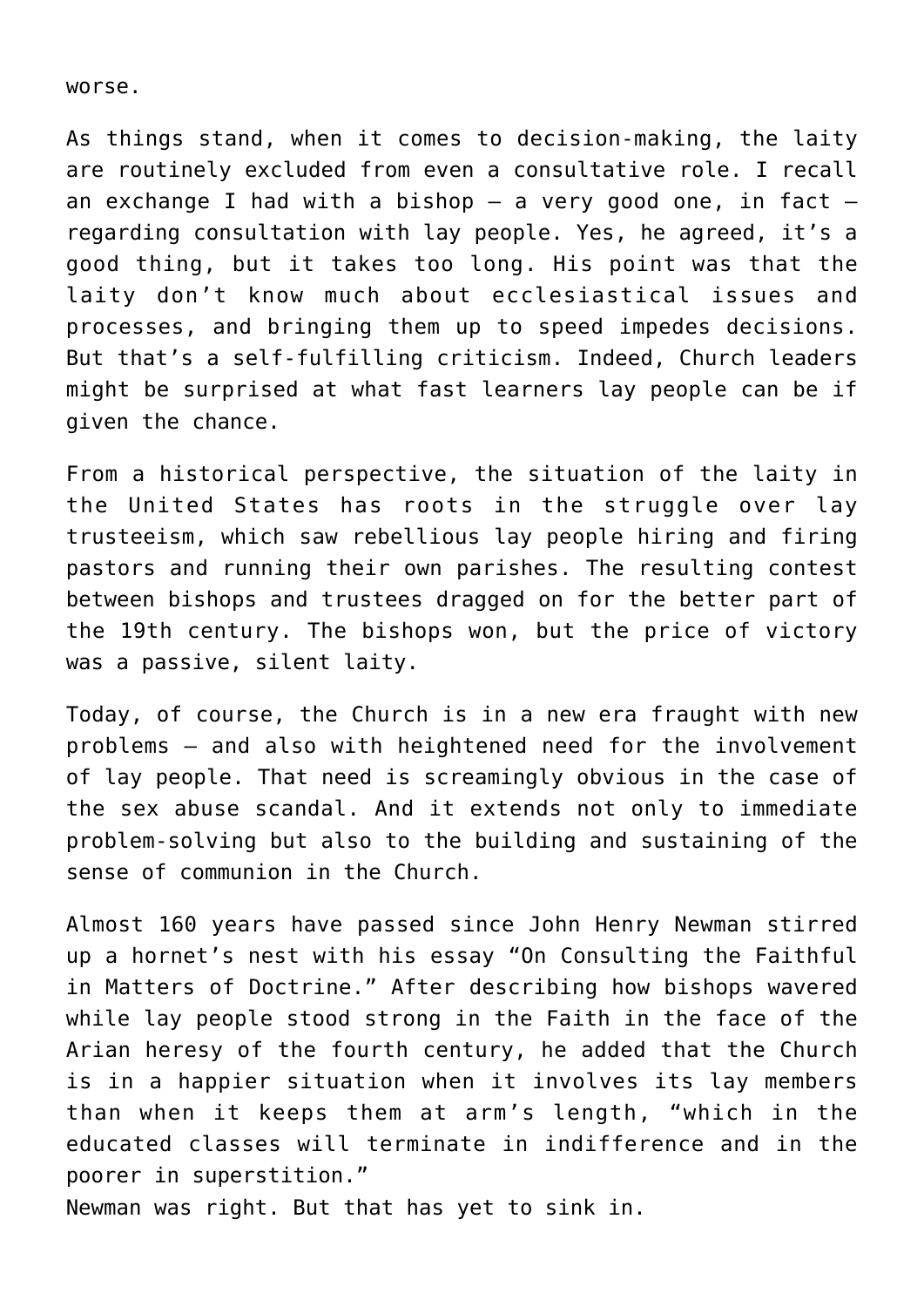worse.

As things stand, when it comes to decision-making, the laity are routinely excluded from even a consultative role. I recall an exchange I had with a bishop — a very good one, in fact — regarding consultation with lay people. Yes, he agreed, it's a good thing, but it takes too long. His point was that the laity don't know much about ecclesiastical issues and processes, and bringing them up to speed impedes decisions. But that's a self-fulfilling criticism. Indeed, Church leaders might be surprised at what fast learners lay people can be if given the chance.

From a historical perspective, the situation of the laity in the United States has roots in the struggle over lay trusteeism, which saw rebellious lay people hiring and firing pastors and running their own parishes. The resulting contest between bishops and trustees dragged on for the better part of the 19th century. The bishops won, but the price of victory was a passive, silent laity.

Today, of course, the Church is in a new era fraught with new problems — and also with heightened need for the involvement of lay people. That need is screamingly obvious in the case of the sex abuse scandal. And it extends not only to immediate problem-solving but also to the building and sustaining of the sense of communion in the Church.

Almost 160 years have passed since John Henry Newman stirred up a hornet's nest with his essay "On Consulting the Faithful in Matters of Doctrine." After describing how bishops wavered while lay people stood strong in the Faith in the face of the Arian heresy of the fourth century, he added that the Church is in a happier situation when it involves its lay members than when it keeps them at arm's length, "which in the educated classes will terminate in indifference and in the poorer in superstition."

Newman was right. But that has yet to sink in.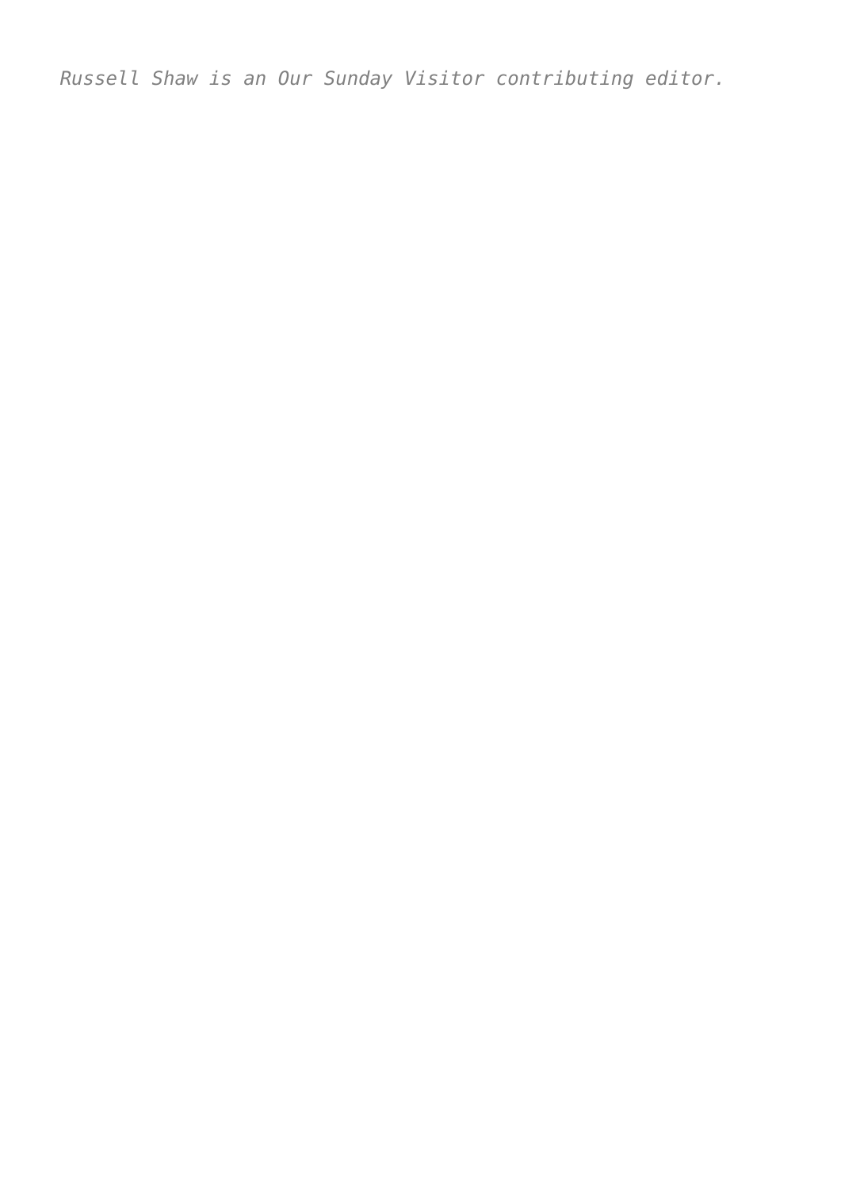*Russell Shaw is an Our Sunday Visitor contributing editor.*